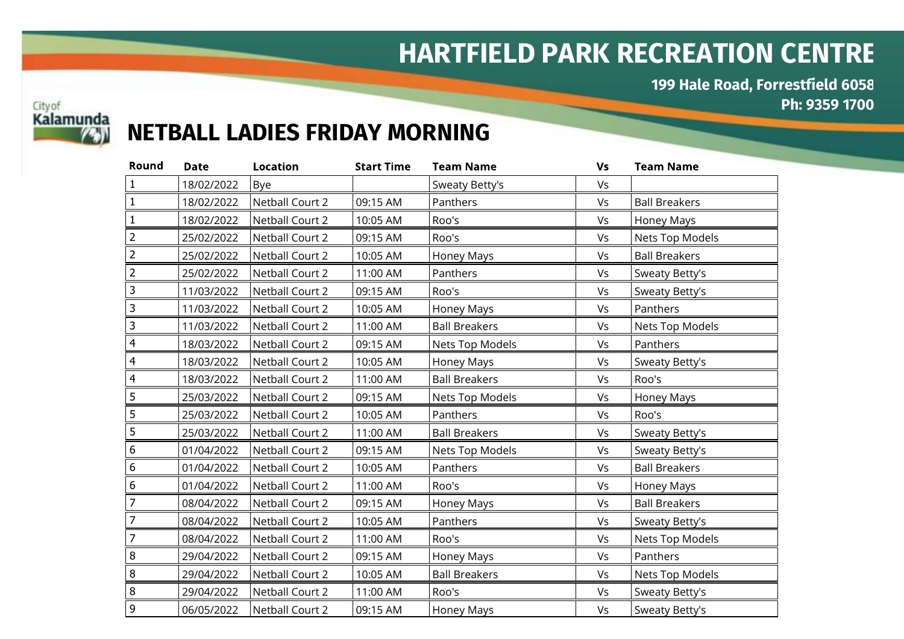# HARTFIELD PARK RECREATION CENTRE

**199 Hale Road, Forrestfield 6058**
**Ph: 9359 1700**

City of Kalamunda

## NETBALL LADIES FRIDAY MORNING

| Round | Date | Location | Start Time | Team Name | Vs | Team Name |
|---|---|---|---|---|---|---|
| 1 | 18/02/2022 | Bye | | Sweaty Betty's | Vs | |
| 1 | 18/02/2022 | Netball Court 2 | 09:15 AM | Panthers | Vs | Ball Breakers |
| 1 | 18/02/2022 | Netball Court 2 | 10:05 AM | Roo's | Vs | Honey Mays |
| 2 | 25/02/2022 | Netball Court 2 | 09:15 AM | Roo's | Vs | Nets Top Models |
| 2 | 25/02/2022 | Netball Court 2 | 10:05 AM | Honey Mays | Vs | Ball Breakers |
| 2 | 25/02/2022 | Netball Court 2 | 11:00 AM | Panthers | Vs | Sweaty Betty's |
| 3 | 11/03/2022 | Netball Court 2 | 09:15 AM | Roo's | Vs | Sweaty Betty's |
| 3 | 11/03/2022 | Netball Court 2 | 10:05 AM | Honey Mays | Vs | Panthers |
| 3 | 11/03/2022 | Netball Court 2 | 11:00 AM | Ball Breakers | Vs | Nets Top Models |
| 4 | 18/03/2022 | Netball Court 2 | 09:15 AM | Nets Top Models | Vs | Panthers |
| 4 | 18/03/2022 | Netball Court 2 | 10:05 AM | Honey Mays | Vs | Sweaty Betty's |
| 4 | 18/03/2022 | Netball Court 2 | 11:00 AM | Ball Breakers | Vs | Roo's |
| 5 | 25/03/2022 | Netball Court 2 | 09:15 AM | Nets Top Models | Vs | Honey Mays |
| 5 | 25/03/2022 | Netball Court 2 | 10:05 AM | Panthers | Vs | Roo's |
| 5 | 25/03/2022 | Netball Court 2 | 11:00 AM | Ball Breakers | Vs | Sweaty Betty's |
| 6 | 01/04/2022 | Netball Court 2 | 09:15 AM | Nets Top Models | Vs | Sweaty Betty's |
| 6 | 01/04/2022 | Netball Court 2 | 10:05 AM | Panthers | Vs | Ball Breakers |
| 6 | 01/04/2022 | Netball Court 2 | 11:00 AM | Roo's | Vs | Honey Mays |
| 7 | 08/04/2022 | Netball Court 2 | 09:15 AM | Honey Mays | Vs | Ball Breakers |
| 7 | 08/04/2022 | Netball Court 2 | 10:05 AM | Panthers | Vs | Sweaty Betty's |
| 7 | 08/04/2022 | Netball Court 2 | 11:00 AM | Roo's | Vs | Nets Top Models |
| 8 | 29/04/2022 | Netball Court 2 | 09:15 AM | Honey Mays | Vs | Panthers |
| 8 | 29/04/2022 | Netball Court 2 | 10:05 AM | Ball Breakers | Vs | Nets Top Models |
| 8 | 29/04/2022 | Netball Court 2 | 11:00 AM | Roo's | Vs | Sweaty Betty's |
| 9 | 06/05/2022 | Netball Court 2 | 09:15 AM | Honey Mays | Vs | Sweaty Betty's |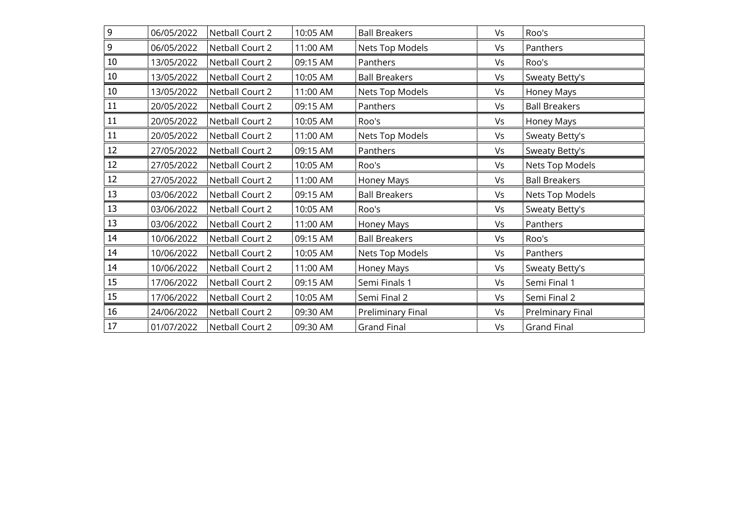| | | | | | | |
|---|---|---|---|---|---|---|
| 9 | 06/05/2022 | Netball Court 2 | 10:05 AM | Ball Breakers | Vs | Roo's |
| 9 | 06/05/2022 | Netball Court 2 | 11:00 AM | Nets Top Models | Vs | Panthers |
| 10 | 13/05/2022 | Netball Court 2 | 09:15 AM | Panthers | Vs | Roo's |
| 10 | 13/05/2022 | Netball Court 2 | 10:05 AM | Ball Breakers | Vs | Sweaty Betty's |
| 10 | 13/05/2022 | Netball Court 2 | 11:00 AM | Nets Top Models | Vs | Honey Mays |
| 11 | 20/05/2022 | Netball Court 2 | 09:15 AM | Panthers | Vs | Ball Breakers |
| 11 | 20/05/2022 | Netball Court 2 | 10:05 AM | Roo's | Vs | Honey Mays |
| 11 | 20/05/2022 | Netball Court 2 | 11:00 AM | Nets Top Models | Vs | Sweaty Betty's |
| 12 | 27/05/2022 | Netball Court 2 | 09:15 AM | Panthers | Vs | Sweaty Betty's |
| 12 | 27/05/2022 | Netball Court 2 | 10:05 AM | Roo's | Vs | Nets Top Models |
| 12 | 27/05/2022 | Netball Court 2 | 11:00 AM | Honey Mays | Vs | Ball Breakers |
| 13 | 03/06/2022 | Netball Court 2 | 09:15 AM | Ball Breakers | Vs | Nets Top Models |
| 13 | 03/06/2022 | Netball Court 2 | 10:05 AM | Roo's | Vs | Sweaty Betty's |
| 13 | 03/06/2022 | Netball Court 2 | 11:00 AM | Honey Mays | Vs | Panthers |
| 14 | 10/06/2022 | Netball Court 2 | 09:15 AM | Ball Breakers | Vs | Roo's |
| 14 | 10/06/2022 | Netball Court 2 | 10:05 AM | Nets Top Models | Vs | Panthers |
| 14 | 10/06/2022 | Netball Court 2 | 11:00 AM | Honey Mays | Vs | Sweaty Betty's |
| 15 | 17/06/2022 | Netball Court 2 | 09:15 AM | Semi Finals 1 | Vs | Semi Final 1 |
| 15 | 17/06/2022 | Netball Court 2 | 10:05 AM | Semi Final 2 | Vs | Semi Final 2 |
| 16 | 24/06/2022 | Netball Court 2 | 09:30 AM | Preliminary Final | Vs | Prelminary Final |
| 17 | 01/07/2022 | Netball Court 2 | 09:30 AM | Grand Final | Vs | Grand Final |